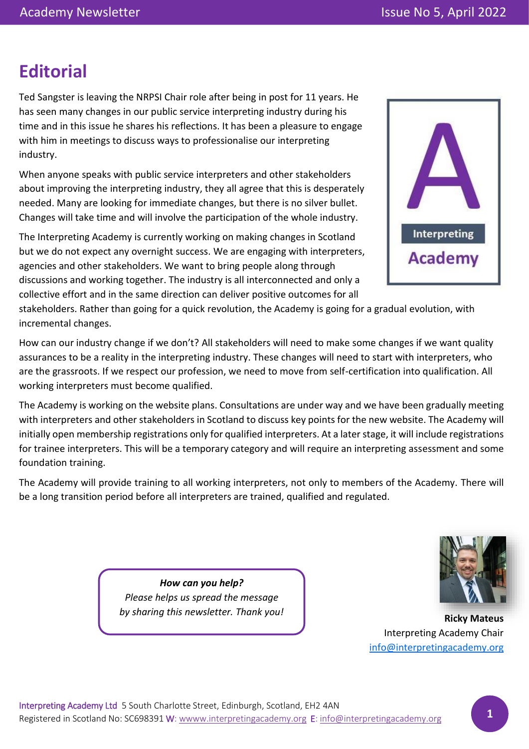# Editorial

Ted Sangster is leaving the NRPSI Chair role after being in post for 11 years. He has seen many changes in our public service interpreting industry during his time and in this issue he shares his reflections. It has been a pleasure to engage with him in meetings to discuss ways to professionalise our interpreting industry.

When anyone speaks with public service interpreters and other stakeholders about improving the interpreting industry, they all agree that this is desperately needed. Many are looking for immediate changes, but there is no silver bullet. Changes will take time and will involve the participation of the whole industry.

The Interpreting Academy is currently working on making changes in Scotland but we do not expect any overnight success. We are engaging with interpreters, agencies and other stakeholders. We want to bring people along through discussions and working together. The industry is all interconnected and only a collective effort and in the same direction can deliver positive outcomes for all stakeholders. Rather than going for a quick revolution, the Academy is going for a gradual evolution, with incremental changes.

How can our industry change if we don't? All stakeholders will need to make some changes if we want quality assurances to be a reality in the interpreting industry. These changes will need to start with interpreters, who are the grassroots. If we respect our profession, we need to move from self-certification into qualification. All working interpreters must become qualified.

The Academy is working on the website plans. Consultations are under way and we have been gradually meeting with interpreters and other stakeholders in Scotland to discuss key points for the new website. The Academy will initially open membership registrations only for qualified interpreters. At a later stage, it will include registrations for trainee interpreters. This will be a temporary category and will require an interpreting assessment and some foundation training.

The Academy will provide training to all working interpreters, not only to members of the Academy. There will be a long transition period before all interpreters are trained, qualified and regulated.

***How can you help?***
*Please helps us spread the message*
*by sharing this newsletter. Thank you!*

**Ricky Mateus**
Interpreting Academy Chair
info@interpretingacademy.org

Interpreting Academy Ltd 5 South Charlotte Street, Edinburgh, Scotland, EH2 4AN
Registered in Scotland No: SC698391 W: wwww.interpretingacademy.org E: info@interpretingacademy.org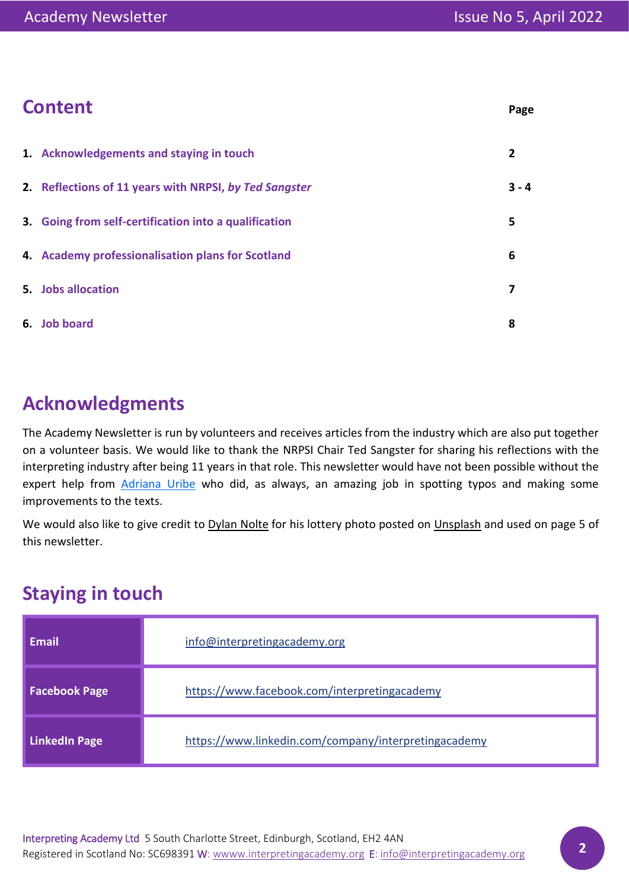## Content

| | Page |
|---|---|
| 1. **Acknowledgements and staying in touch** | **2** |
| 2. **Reflections of 11 years with NRPSI, *by Ted Sangster*** | **3 - 4** |
| 3. **Going from self-certification into a qualification** | **5** |
| 4. **Academy professionalisation plans for Scotland** | **6** |
| 5. **Jobs allocation** | **7** |
| 6. **Job board** | **8** |

## Acknowledgments

The Academy Newsletter is run by volunteers and receives articles from the industry which are also put together on a volunteer basis. We would like to thank the NRPSI Chair Ted Sangster for sharing his reflections with the interpreting industry after being 11 years in that role. This newsletter would have not been possible without the expert help from Adriana Uribe who did, as always, an amazing job in spotting typos and making some improvements to the texts.

We would also like to give credit to Dylan Nolte for his lottery photo posted on Unsplash and used on page 5 of this newsletter.

## Staying in touch

| | |
|---|---|
| **Email** | info@interpretingacademy.org |
| **Facebook Page** | https://www.facebook.com/interpretingacademy |
| **LinkedIn Page** | https://www.linkedin.com/company/interpretingacademy |

Interpreting Academy Ltd 5 South Charlotte Street, Edinburgh, Scotland, EH2 4AN
Registered in Scotland No: SC698391 W: www.interpretingacademy.org E: info@interpretingacademy.org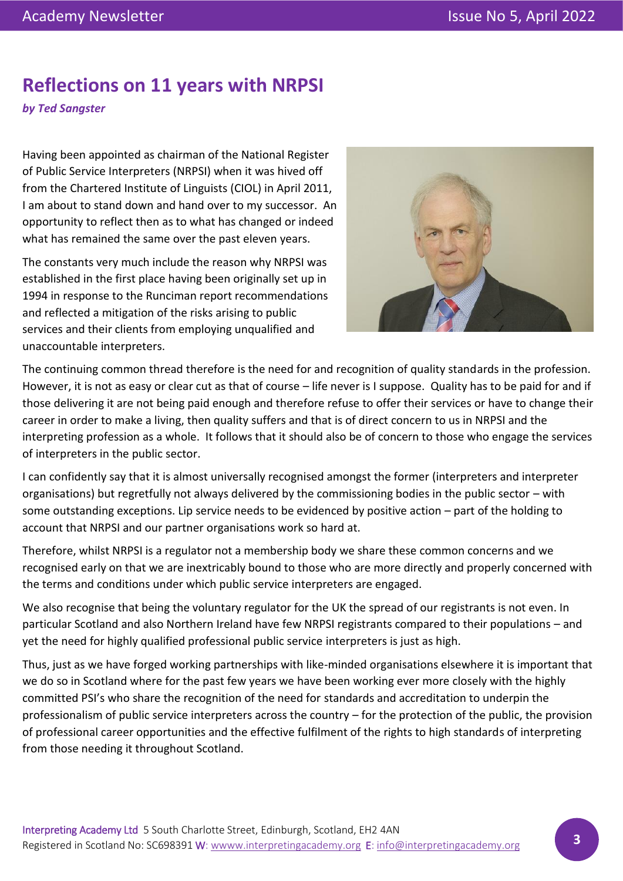# Reflections on 11 years with NRPSI

***by Ted Sangster***

Having been appointed as chairman of the National Register of Public Service Interpreters (NRPSI) when it was hived off from the Chartered Institute of Linguists (CIOL) in April 2011, I am about to stand down and hand over to my successor. An opportunity to reflect then as to what has changed or indeed what has remained the same over the past eleven years.

The constants very much include the reason why NRPSI was established in the first place having been originally set up in 1994 in response to the Runciman report recommendations and reflected a mitigation of the risks arising to public services and their clients from employing unqualified and unaccountable interpreters.

The continuing common thread therefore is the need for and recognition of quality standards in the profession. However, it is not as easy or clear cut as that of course – life never is I suppose. Quality has to be paid for and if those delivering it are not being paid enough and therefore refuse to offer their services or have to change their career in order to make a living, then quality suffers and that is of direct concern to us in NRPSI and the interpreting profession as a whole. It follows that it should also be of concern to those who engage the services of interpreters in the public sector.

I can confidently say that it is almost universally recognised amongst the former (interpreters and interpreter organisations) but regretfully not always delivered by the commissioning bodies in the public sector – with some outstanding exceptions. Lip service needs to be evidenced by positive action – part of the holding to account that NRPSI and our partner organisations work so hard at.

Therefore, whilst NRPSI is a regulator not a membership body we share these common concerns and we recognised early on that we are inextricably bound to those who are more directly and properly concerned with the terms and conditions under which public service interpreters are engaged.

We also recognise that being the voluntary regulator for the UK the spread of our registrants is not even. In particular Scotland and also Northern Ireland have few NRPSI registrants compared to their populations – and yet the need for highly qualified professional public service interpreters is just as high.

Thus, just as we have forged working partnerships with like-minded organisations elsewhere it is important that we do so in Scotland where for the past few years we have been working ever more closely with the highly committed PSI's who share the recognition of the need for standards and accreditation to underpin the professionalism of public service interpreters across the country – for the protection of the public, the provision of professional career opportunities and the effective fulfilment of the rights to high standards of interpreting from those needing it throughout Scotland.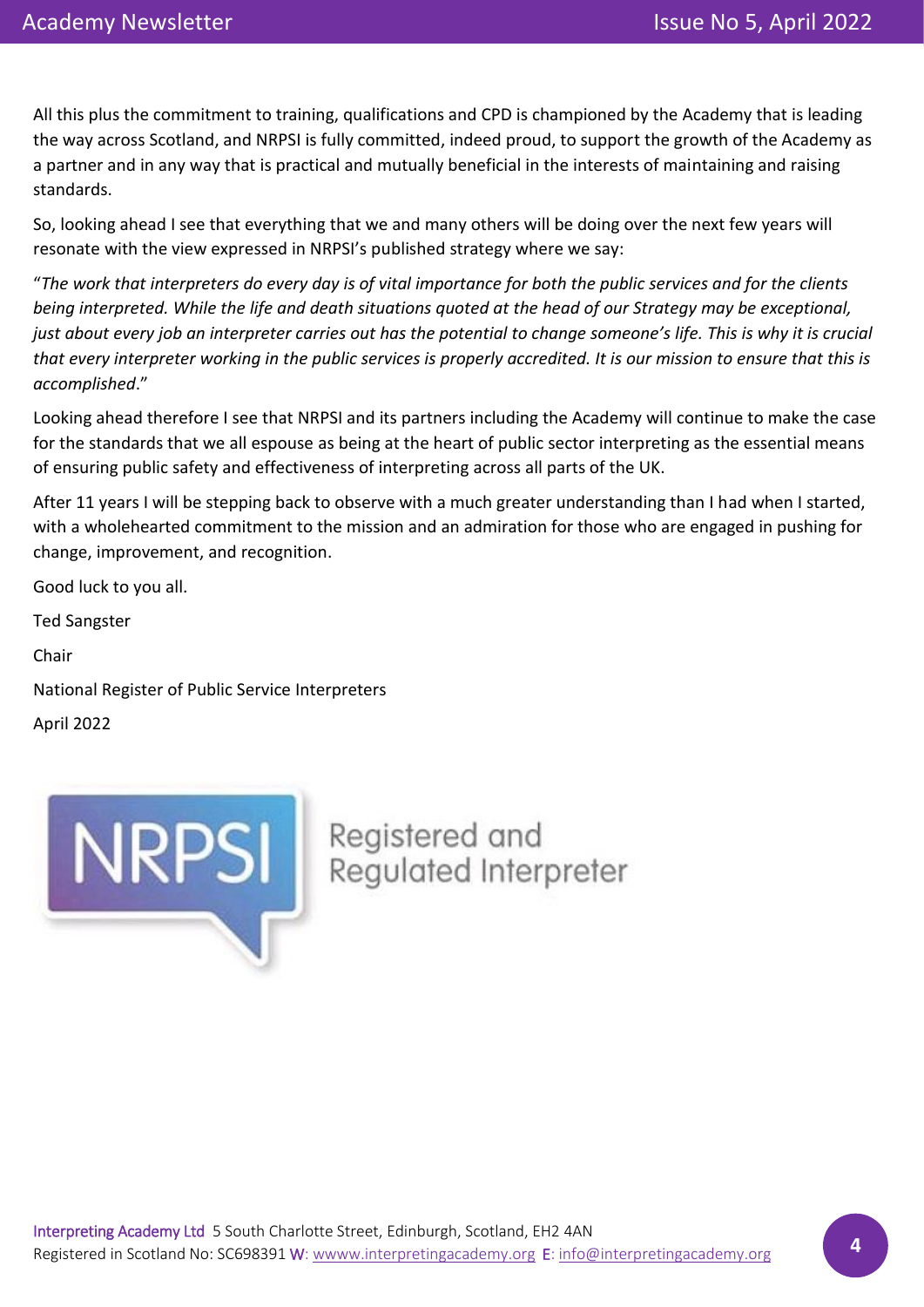All this plus the commitment to training, qualifications and CPD is championed by the Academy that is leading the way across Scotland, and NRPSI is fully committed, indeed proud, to support the growth of the Academy as a partner and in any way that is practical and mutually beneficial in the interests of maintaining and raising standards.

So, looking ahead I see that everything that we and many others will be doing over the next few years will resonate with the view expressed in NRPSI's published strategy where we say:

"*The work that interpreters do every day is of vital importance for both the public services and for the clients being interpreted. While the life and death situations quoted at the head of our Strategy may be exceptional, just about every job an interpreter carries out has the potential to change someone's life. This is why it is crucial that every interpreter working in the public services is properly accredited. It is our mission to ensure that this is accomplished*."

Looking ahead therefore I see that NRPSI and its partners including the Academy will continue to make the case for the standards that we all espouse as being at the heart of public sector interpreting as the essential means of ensuring public safety and effectiveness of interpreting across all parts of the UK.

After 11 years I will be stepping back to observe with a much greater understanding than I had when I started, with a wholehearted commitment to the mission and an admiration for those who are engaged in pushing for change, improvement, and recognition.

Good luck to you all.

Ted Sangster

Chair

National Register of Public Service Interpreters

April 2022

NRPSI Registered and Regulated Interpreter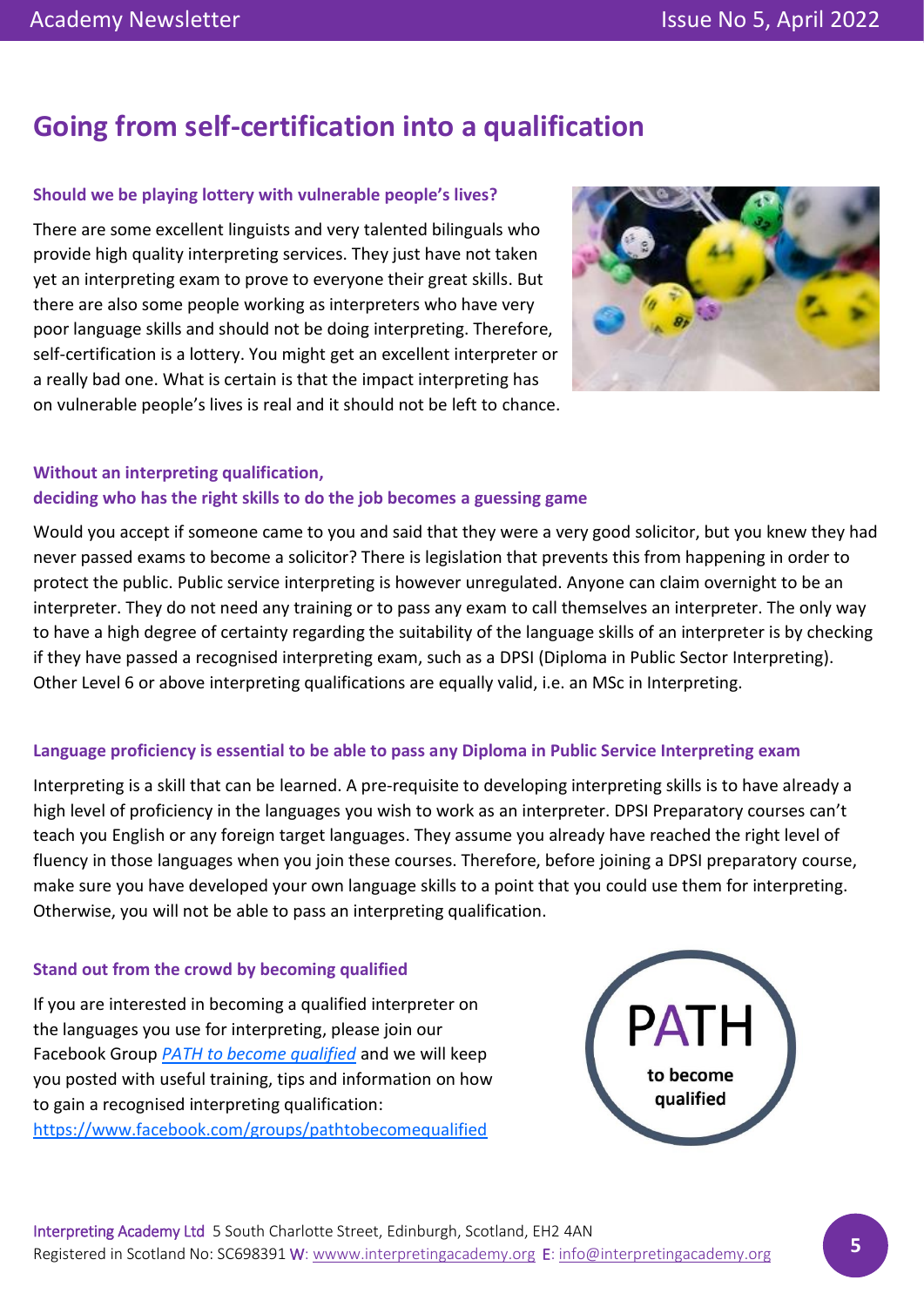# Going from self-certification into a qualification

### Should we be playing lottery with vulnerable people's lives?

There are some excellent linguists and very talented bilinguals who provide high quality interpreting services. They just have not taken yet an interpreting exam to prove to everyone their great skills. But there are also some people working as interpreters who have very poor language skills and should not be doing interpreting. Therefore, self-certification is a lottery. You might get an excellent interpreter or a really bad one. What is certain is that the impact interpreting has on vulnerable people's lives is real and it should not be left to chance.

### Without an interpreting qualification, deciding who has the right skills to do the job becomes a guessing game

Would you accept if someone came to you and said that they were a very good solicitor, but you knew they had never passed exams to become a solicitor? There is legislation that prevents this from happening in order to protect the public. Public service interpreting is however unregulated. Anyone can claim overnight to be an interpreter. They do not need any training or to pass any exam to call themselves an interpreter. The only way to have a high degree of certainty regarding the suitability of the language skills of an interpreter is by checking if they have passed a recognised interpreting exam, such as a DPSI (Diploma in Public Sector Interpreting). Other Level 6 or above interpreting qualifications are equally valid, i.e. an MSc in Interpreting.

### Language proficiency is essential to be able to pass any Diploma in Public Service Interpreting exam

Interpreting is a skill that can be learned. A pre-requisite to developing interpreting skills is to have already a high level of proficiency in the languages you wish to work as an interpreter. DPSI Preparatory courses can't teach you English or any foreign target languages. They assume you already have reached the right level of fluency in those languages when you join these courses. Therefore, before joining a DPSI preparatory course, make sure you have developed your own language skills to a point that you could use them for interpreting. Otherwise, you will not be able to pass an interpreting qualification.

### Stand out from the crowd by becoming qualified

If you are interested in becoming a qualified interpreter on the languages you use for interpreting, please join our Facebook Group *PATH to become qualified* and we will keep you posted with useful training, tips and information on how to gain a recognised interpreting qualification: https://www.facebook.com/groups/pathtobecomequalified

PATH to become qualified

Interpreting Academy Ltd 5 South Charlotte Street, Edinburgh, Scotland, EH2 4AN
Registered in Scotland No: SC698391 W: wwww.interpretingacademy.org E: info@interpretingacademy.org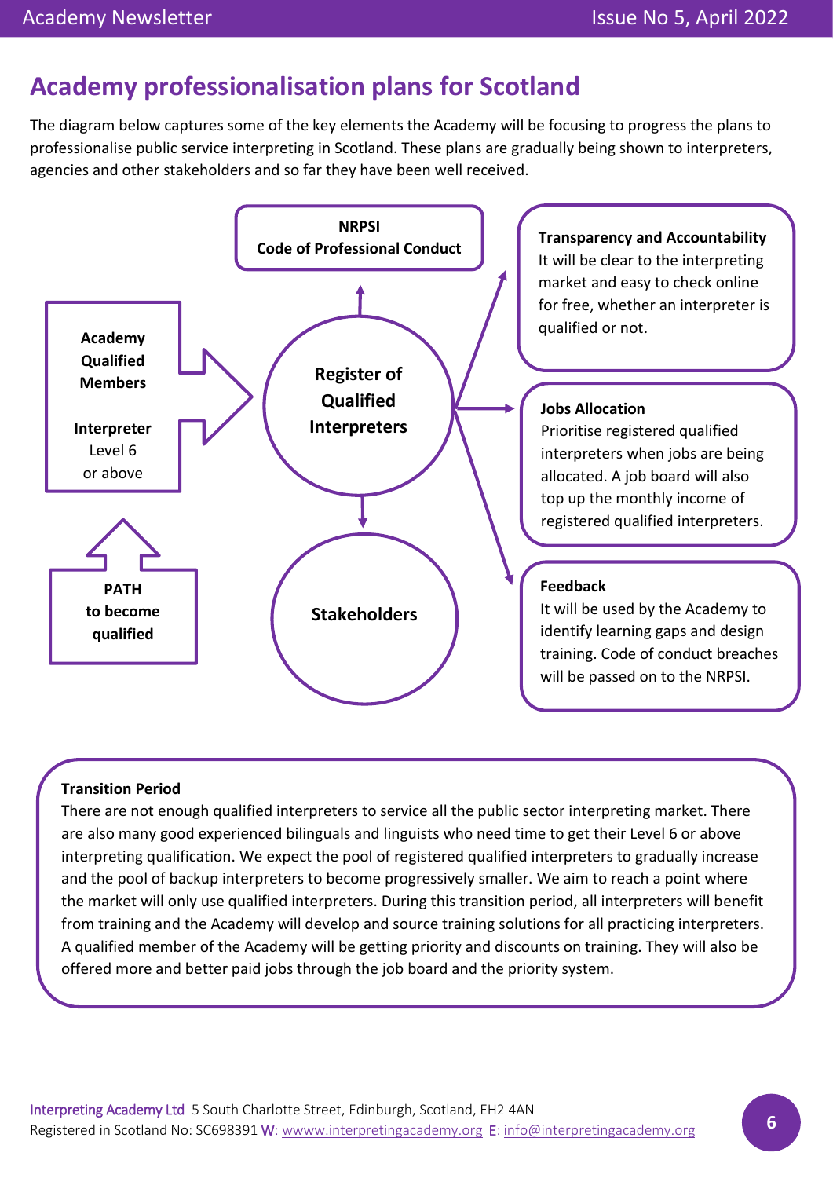# Academy professionalisation plans for Scotland

The diagram below captures some of the key elements the Academy will be focusing to progress the plans to professionalise public service interpreting in Scotland. These plans are gradually being shown to interpreters, agencies and other stakeholders and so far they have been well received.

**NRPSI Code of Professional Conduct**

**Academy Qualified Members**

**Interpreter** Level 6 or above

**PATH to become qualified**

**Register of Qualified Interpreters**

**Stakeholders**

**Transparency and Accountability**
It will be clear to the interpreting market and easy to check online for free, whether an interpreter is qualified or not.

**Jobs Allocation**
Prioritise registered qualified interpreters when jobs are being allocated. A job board will also top up the monthly income of registered qualified interpreters.

**Feedback**
It will be used by the Academy to identify learning gaps and design training. Code of conduct breaches will be passed on to the NRPSI.

**Transition Period**
There are not enough qualified interpreters to service all the public sector interpreting market. There are also many good experienced bilinguals and linguists who need time to get their Level 6 or above interpreting qualification. We expect the pool of registered qualified interpreters to gradually increase and the pool of backup interpreters to become progressively smaller. We aim to reach a point where the market will only use qualified interpreters. During this transition period, all interpreters will benefit from training and the Academy will develop and source training solutions for all practicing interpreters. A qualified member of the Academy will be getting priority and discounts on training. They will also be offered more and better paid jobs through the job board and the priority system.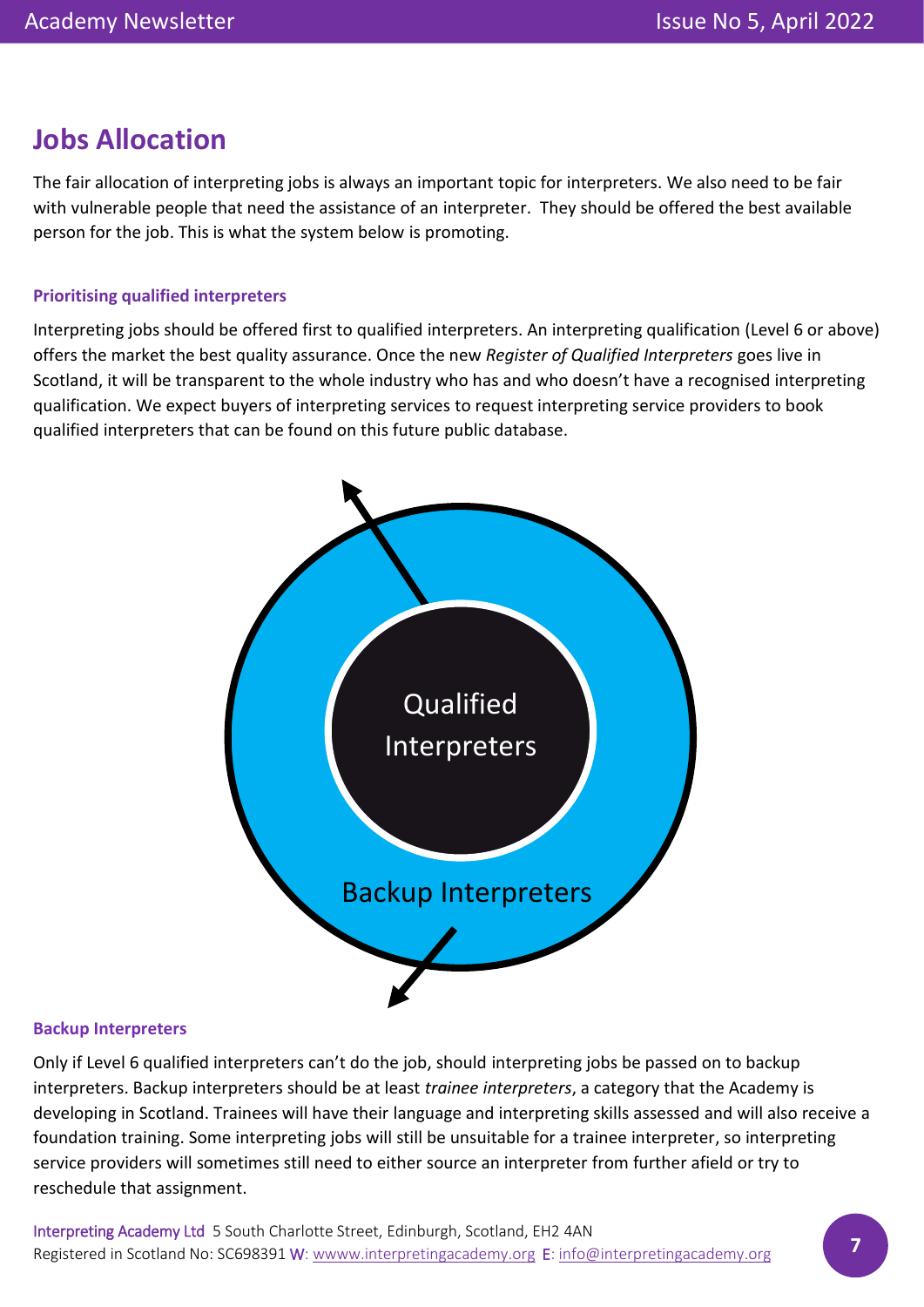## Jobs Allocation

The fair allocation of interpreting jobs is always an important topic for interpreters. We also need to be fair with vulnerable people that need the assistance of an interpreter. They should be offered the best available person for the job. This is what the system below is promoting.

### Prioritising qualified interpreters

Interpreting jobs should be offered first to qualified interpreters. An interpreting qualification (Level 6 or above) offers the market the best quality assurance. Once the new *Register of Qualified Interpreters* goes live in Scotland, it will be transparent to the whole industry who has and who doesn't have a recognised interpreting qualification. We expect buyers of interpreting services to request interpreting service providers to book qualified interpreters that can be found on this future public database.

Qualified Interpreters

Backup Interpreters

### Backup Interpreters

Only if Level 6 qualified interpreters can't do the job, should interpreting jobs be passed on to backup interpreters. Backup interpreters should be at least *trainee interpreters*, a category that the Academy is developing in Scotland. Trainees will have their language and interpreting skills assessed and will also receive a foundation training. Some interpreting jobs will still be unsuitable for a trainee interpreter, so interpreting service providers will sometimes still need to either source an interpreter from further afield or try to reschedule that assignment.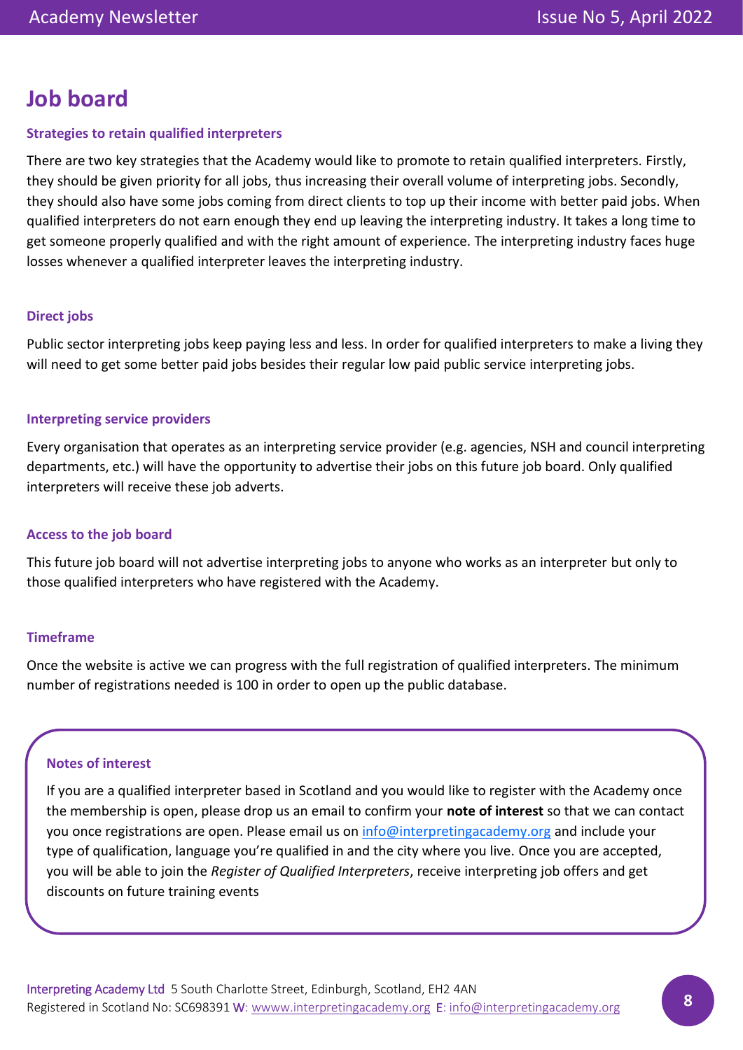# Job board

### Strategies to retain qualified interpreters

There are two key strategies that the Academy would like to promote to retain qualified interpreters. Firstly, they should be given priority for all jobs, thus increasing their overall volume of interpreting jobs. Secondly, they should also have some jobs coming from direct clients to top up their income with better paid jobs. When qualified interpreters do not earn enough they end up leaving the interpreting industry. It takes a long time to get someone properly qualified and with the right amount of experience. The interpreting industry faces huge losses whenever a qualified interpreter leaves the interpreting industry.

### Direct jobs

Public sector interpreting jobs keep paying less and less. In order for qualified interpreters to make a living they will need to get some better paid jobs besides their regular low paid public service interpreting jobs.

### Interpreting service providers

Every organisation that operates as an interpreting service provider (e.g. agencies, NSH and council interpreting departments, etc.) will have the opportunity to advertise their jobs on this future job board. Only qualified interpreters will receive these job adverts.

### Access to the job board

This future job board will not advertise interpreting jobs to anyone who works as an interpreter but only to those qualified interpreters who have registered with the Academy.

### Timeframe

Once the website is active we can progress with the full registration of qualified interpreters. The minimum number of registrations needed is 100 in order to open up the public database.

### Notes of interest

If you are a qualified interpreter based in Scotland and you would like to register with the Academy once the membership is open, please drop us an email to confirm your **note of interest** so that we can contact you once registrations are open. Please email us on info@interpretingacademy.org and include your type of qualification, language you're qualified in and the city where you live. Once you are accepted, you will be able to join the *Register of Qualified Interpreters*, receive interpreting job offers and get discounts on future training events